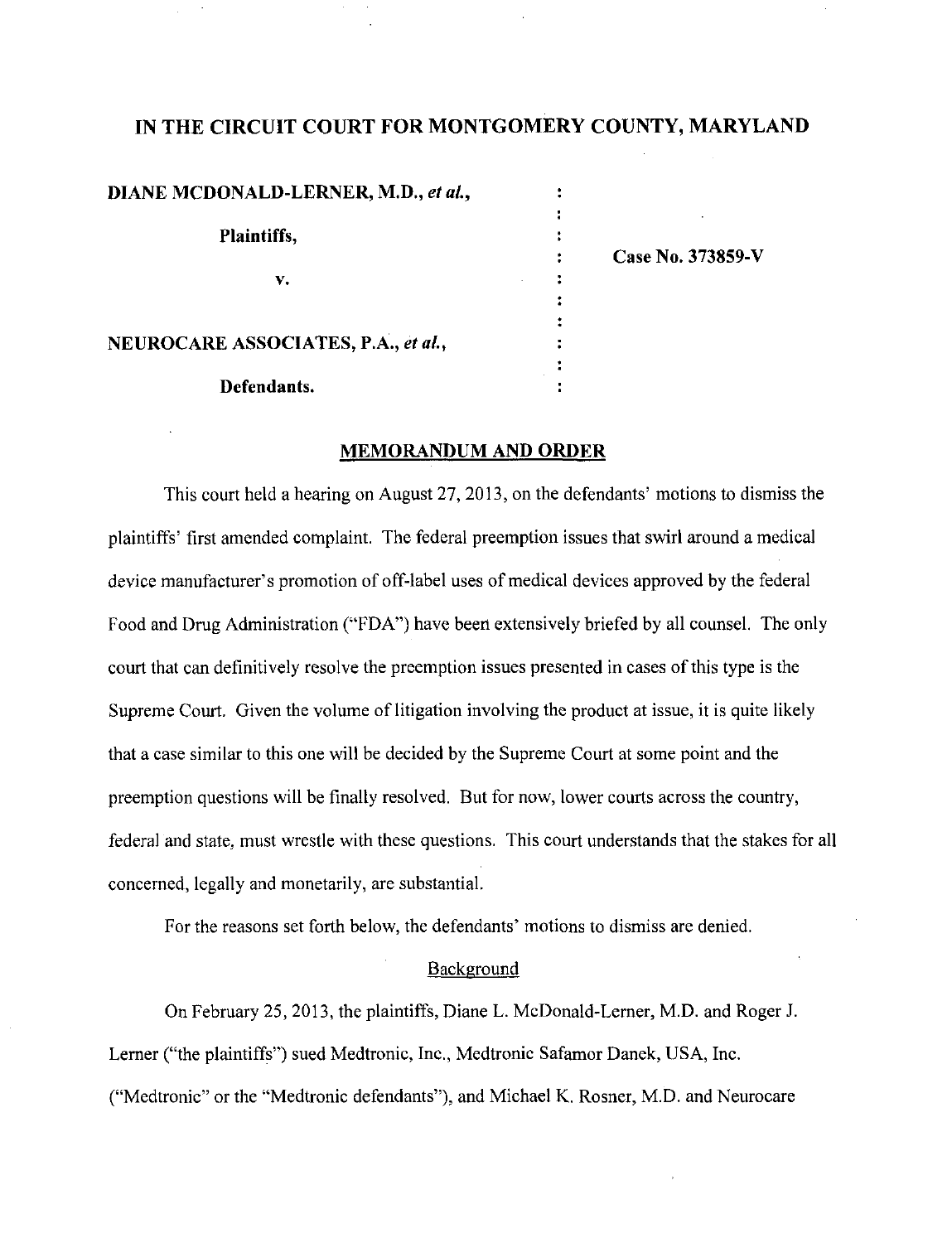# IN THE CIRCUIT COURT FOR MONTGOMERY COUNTY, MARYLAND

**DIANE MCDONALD-LERNER, M.D., *et al.*,**

**Plaintiffs,**

**v.**

**NEUROCARE ASSOCIATES, P.A., *et al.*,**

**Defendants.**

**Case No. 373859-V**

## MEMORANDUM AND ORDER

This court held a hearing on August 27, 2013, on the defendants' motions to dismiss the plaintiffs' first amended complaint. The federal preemption issues that swirl around a medical device manufacturer's promotion of off-label uses of medical devices approved by the federal Food and Drug Administration ("FDA") have been extensively briefed by all counsel. The only court that can definitively resolve the preemption issues presented in cases of this type is the Supreme Court. Given the volume of litigation involving the product at issue, it is quite likely that a case similar to this one will be decided by the Supreme Court at some point and the preemption questions will be finally resolved. But for now, lower courts across the country, federal and state, must wrestle with these questions. This court understands that the stakes for all concerned, legally and monetarily, are substantial.

For the reasons set forth below, the defendants' motions to dismiss are denied.

### Background

On February 25, 2013, the plaintiffs, Diane L. McDonald-Lerner, M.D. and Roger J. Lerner ("the plaintiffs") sued Medtronic, Inc., Medtronic Safamor Danek, USA, Inc. ("Medtronic" or the "Medtronic defendants"), and Michael K. Rosner, M.D. and Neurocare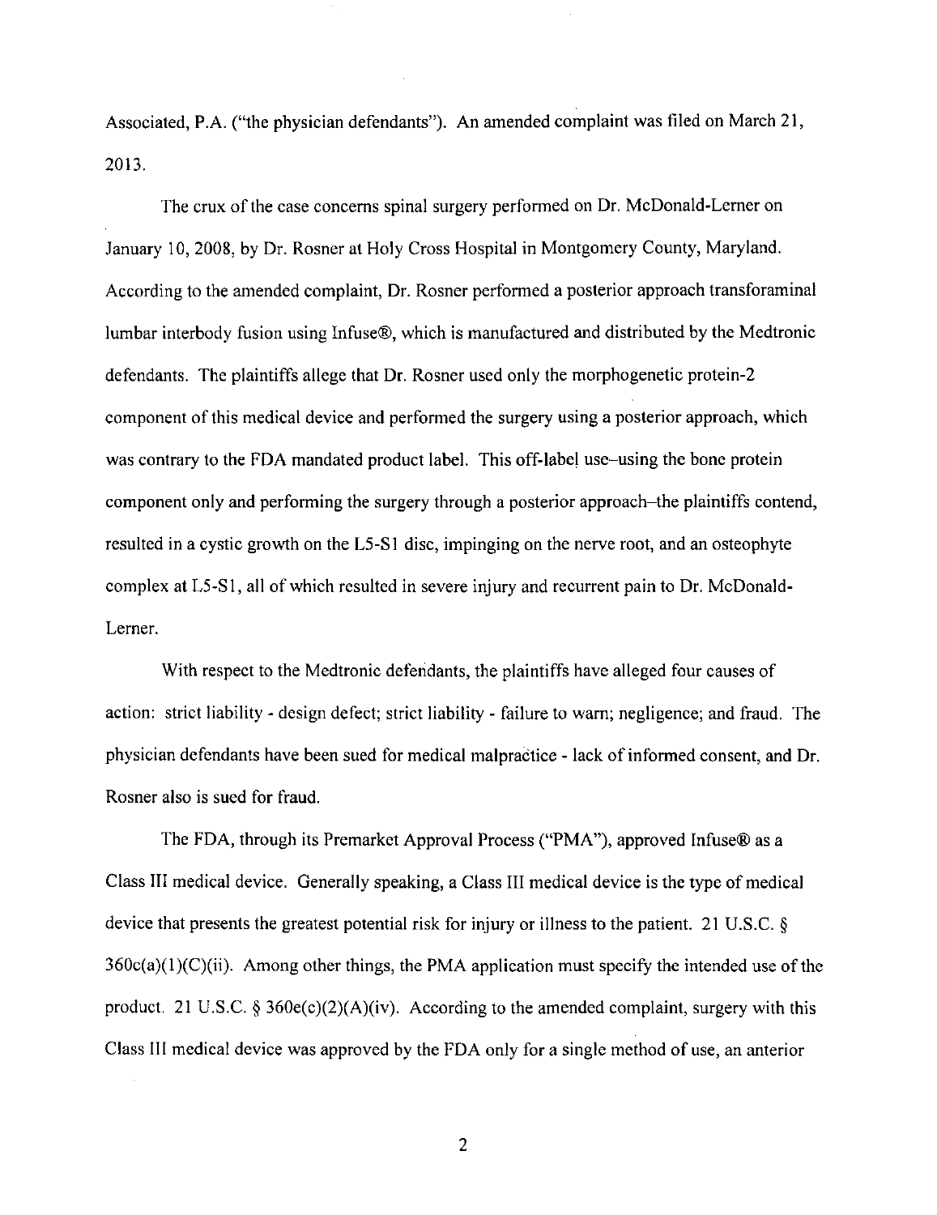Associated, P.A. ("the physician defendants"). An amended complaint was filed on March 21, 2013.

The crux of the case concerns spinal surgery performed on Dr. McDonald-Lerner on January 10, 2008, by Dr. Rosner at Holy Cross Hospital in Montgomery County, Maryland. According to the amended complaint, Dr. Rosner performed a posterior approach transforaminal lumbar interbody fusion using Infuse®, which is manufactured and distributed by the Medtronic defendants. The plaintiffs allege that Dr. Rosner used only the morphogenetic protein-2 component of this medical device and performed the surgery using a posterior approach, which was contrary to the FDA mandated product label. This off-label use–using the bone protein component only and performing the surgery through a posterior approach–the plaintiffs contend, resulted in a cystic growth on the L5-S1 disc, impinging on the nerve root, and an osteophyte complex at L5-S1, all of which resulted in severe injury and recurrent pain to Dr. McDonald-Lerner.

With respect to the Medtronic defendants, the plaintiffs have alleged four causes of action: strict liability - design defect; strict liability - failure to warn; negligence; and fraud. The physician defendants have been sued for medical malpractice - lack of informed consent, and Dr. Rosner also is sued for fraud.

The FDA, through its Premarket Approval Process ("PMA"), approved Infuse® as a Class III medical device. Generally speaking, a Class III medical device is the type of medical device that presents the greatest potential risk for injury or illness to the patient. 21 U.S.C. § 360c(a)(1)(C)(ii). Among other things, the PMA application must specify the intended use of the product. 21 U.S.C. § 360e(c)(2)(A)(iv). According to the amended complaint, surgery with this Class III medical device was approved by the FDA only for a single method of use, an anterior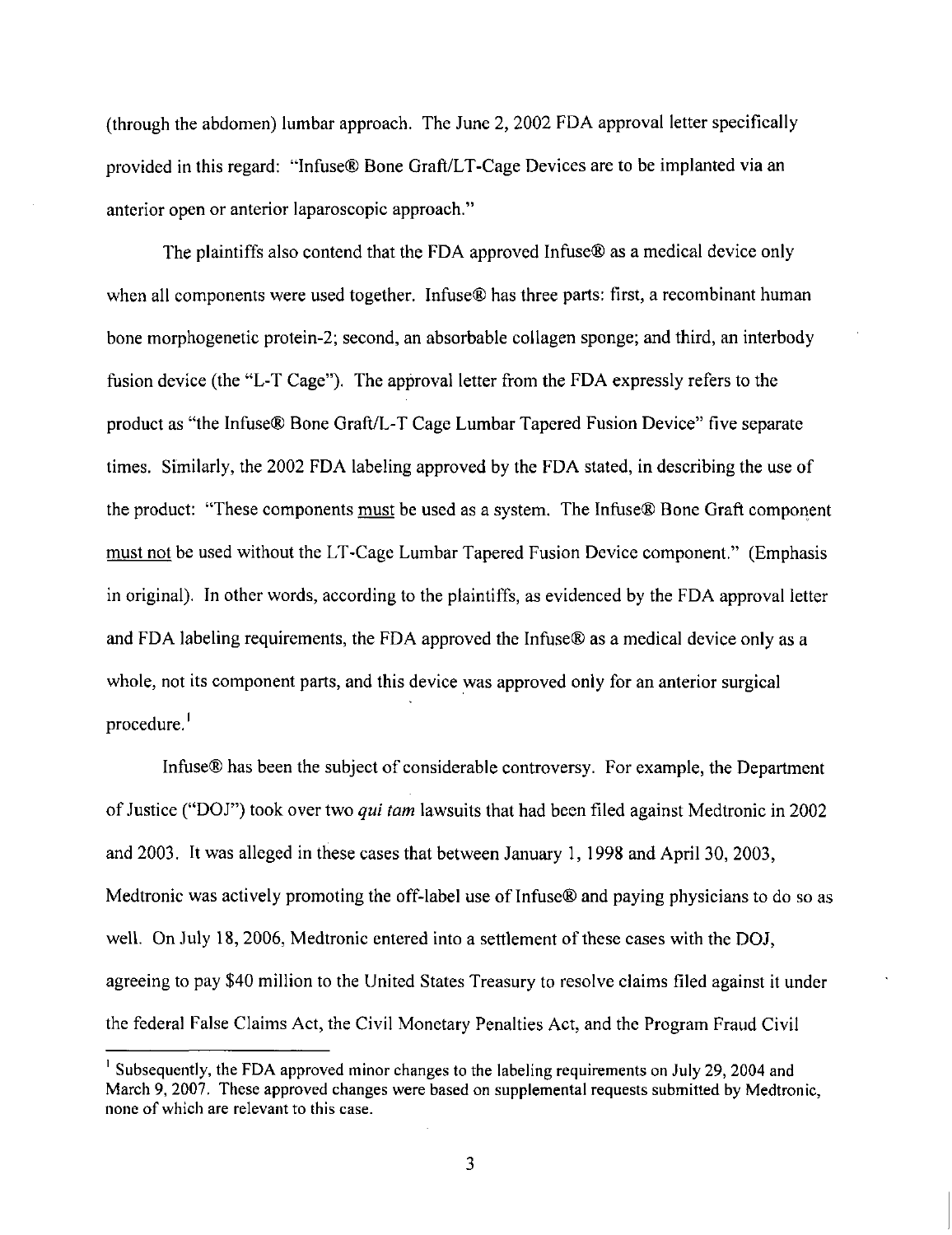(through the abdomen) lumbar approach. The June 2, 2002 FDA approval letter specifically provided in this regard: "Infuse® Bone Graft/LT-Cage Devices are to be implanted via an anterior open or anterior laparoscopic approach."

The plaintiffs also contend that the FDA approved Infuse® as a medical device only when all components were used together. Infuse® has three parts: first, a recombinant human bone morphogenetic protein-2; second, an absorbable collagen sponge; and third, an interbody fusion device (the "L-T Cage"). The approval letter from the FDA expressly refers to the product as "the Infuse® Bone Graft/L-T Cage Lumbar Tapered Fusion Device" five separate times. Similarly, the 2002 FDA labeling approved by the FDA stated, in describing the use of the product: "These components <u>must</u> be used as a system. The Infuse® Bone Graft component <u>must not</u> be used without the LT-Cage Lumbar Tapered Fusion Device component." (Emphasis in original). In other words, according to the plaintiffs, as evidenced by the FDA approval letter and FDA labeling requirements, the FDA approved the Infuse® as a medical device only as a whole, not its component parts, and this device was approved only for an anterior surgical procedure.[1]

Infuse® has been the subject of considerable controversy. For example, the Department of Justice ("DOJ") took over two *qui tam* lawsuits that had been filed against Medtronic in 2002 and 2003. It was alleged in these cases that between January 1, 1998 and April 30, 2003, Medtronic was actively promoting the off-label use of Infuse® and paying physicians to do so as well. On July 18, 2006, Medtronic entered into a settlement of these cases with the DOJ, agreeing to pay $40 million to the United States Treasury to resolve claims filed against it under the federal False Claims Act, the Civil Monetary Penalties Act, and the Program Fraud Civil

---

[1] Subsequently, the FDA approved minor changes to the labeling requirements on July 29, 2004 and March 9, 2007. These approved changes were based on supplemental requests submitted by Medtronic, none of which are relevant to this case.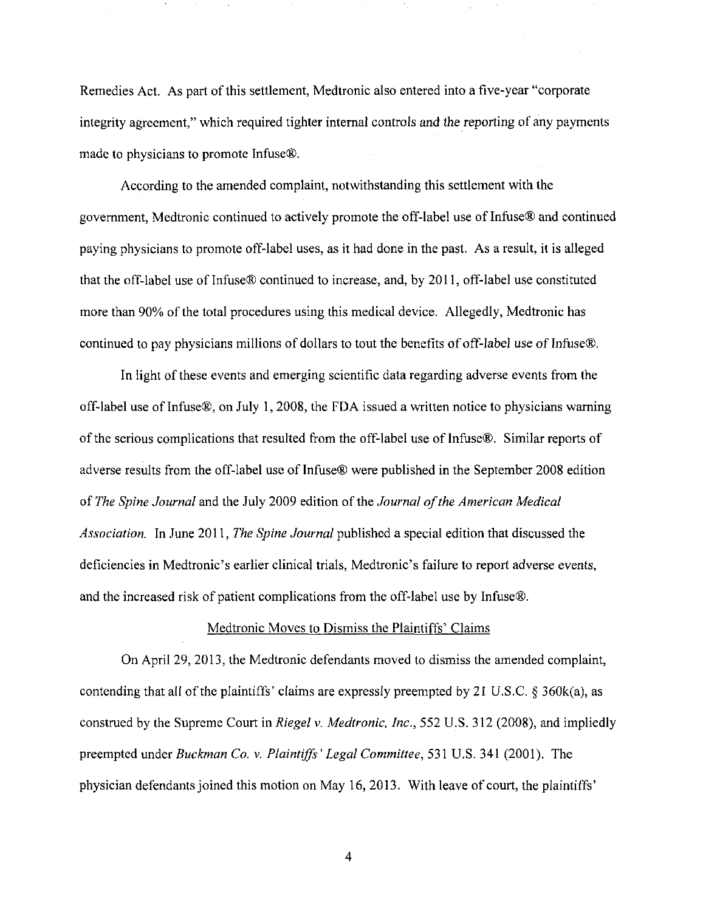Remedies Act. As part of this settlement, Medtronic also entered into a five-year "corporate integrity agreement," which required tighter internal controls and the reporting of any payments made to physicians to promote Infuse®.

According to the amended complaint, notwithstanding this settlement with the government, Medtronic continued to actively promote the off-label use of Infuse® and continued paying physicians to promote off-label uses, as it had done in the past. As a result, it is alleged that the off-label use of Infuse® continued to increase, and, by 2011, off-label use constituted more than 90% of the total procedures using this medical device. Allegedly, Medtronic has continued to pay physicians millions of dollars to tout the benefits of off-label use of Infuse®.

In light of these events and emerging scientific data regarding adverse events from the off-label use of Infuse®, on July 1, 2008, the FDA issued a written notice to physicians warning of the serious complications that resulted from the off-label use of Infuse®. Similar reports of adverse results from the off-label use of Infuse® were published in the September 2008 edition of *The Spine Journal* and the July 2009 edition of the *Journal of the American Medical Association*. In June 2011, *The Spine Journal* published a special edition that discussed the deficiencies in Medtronic's earlier clinical trials, Medtronic's failure to report adverse events, and the increased risk of patient complications from the off-label use by Infuse®.

<u>Medtronic Moves to Dismiss the Plaintiffs' Claims</u>

On April 29, 2013, the Medtronic defendants moved to dismiss the amended complaint, contending that all of the plaintiffs' claims are expressly preempted by 21 U.S.C. § 360k(a), as construed by the Supreme Court in *Riegel v. Medtronic, Inc.*, 552 U.S. 312 (2008), and impliedly preempted under *Buckman Co. v. Plaintiffs' Legal Committee*, 531 U.S. 341 (2001). The physician defendants joined this motion on May 16, 2013. With leave of court, the plaintiffs'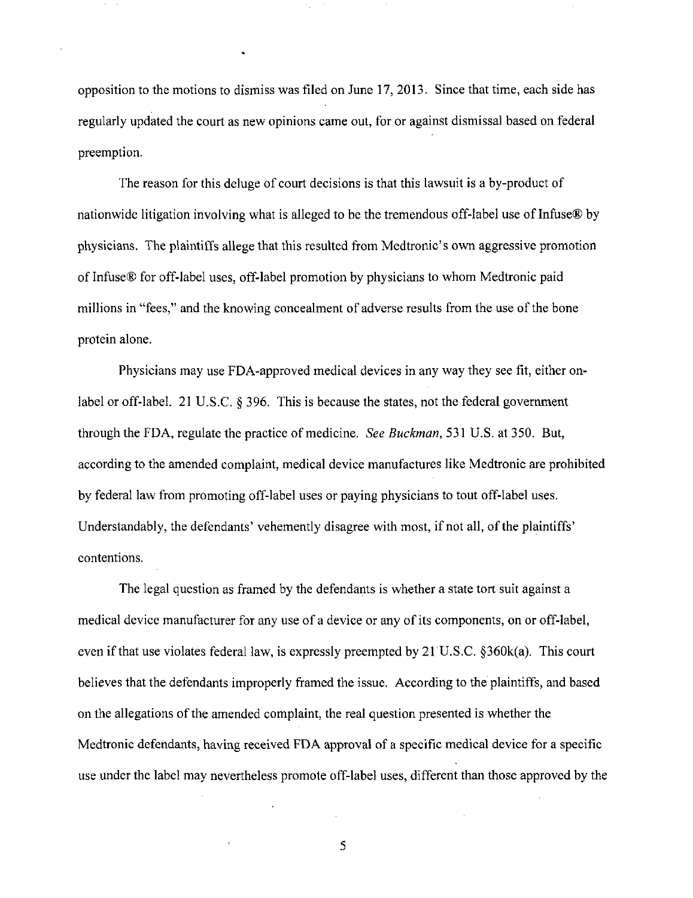opposition to the motions to dismiss was filed on June 17, 2013. Since that time, each side has regularly updated the court as new opinions came out, for or against dismissal based on federal preemption.

The reason for this deluge of court decisions is that this lawsuit is a by-product of nationwide litigation involving what is alleged to be the tremendous off-label use of Infuse® by physicians. The plaintiffs allege that this resulted from Medtronic's own aggressive promotion of Infuse® for off-label uses, off-label promotion by physicians to whom Medtronic paid millions in "fees," and the knowing concealment of adverse results from the use of the bone protein alone.

Physicians may use FDA-approved medical devices in any way they see fit, either on-label or off-label. 21 U.S.C. § 396. This is because the states, not the federal government through the FDA, regulate the practice of medicine. *See Buckman*, 531 U.S. at 350. But, according to the amended complaint, medical device manufactures like Medtronic are prohibited by federal law from promoting off-label uses or paying physicians to tout off-label uses. Understandably, the defendants' vehemently disagree with most, if not all, of the plaintiffs' contentions.

The legal question as framed by the defendants is whether a state tort suit against a medical device manufacturer for any use of a device or any of its components, on or off-label, even if that use violates federal law, is expressly preempted by 21 U.S.C. §360k(a). This court believes that the defendants improperly framed the issue. According to the plaintiffs, and based on the allegations of the amended complaint, the real question presented is whether the Medtronic defendants, having received FDA approval of a specific medical device for a specific use under the label may nevertheless promote off-label uses, different than those approved by the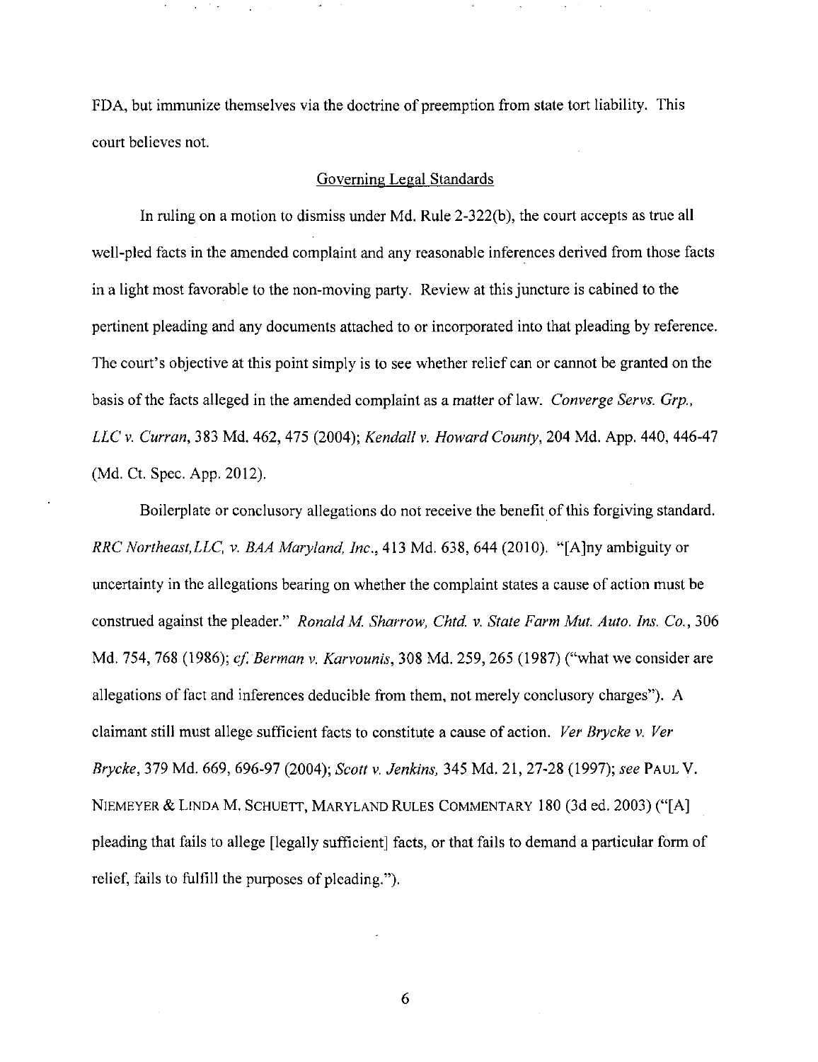FDA, but immunize themselves via the doctrine of preemption from state tort liability. This court believes not.

## Governing Legal Standards

In ruling on a motion to dismiss under Md. Rule 2-322(b), the court accepts as true all well-pled facts in the amended complaint and any reasonable inferences derived from those facts in a light most favorable to the non-moving party. Review at this juncture is cabined to the pertinent pleading and any documents attached to or incorporated into that pleading by reference. The court's objective at this point simply is to see whether relief can or cannot be granted on the basis of the facts alleged in the amended complaint as a matter of law. *Converge Servs. Grp., LLC v. Curran*, 383 Md. 462, 475 (2004); *Kendall v. Howard County*, 204 Md. App. 440, 446-47 (Md. Ct. Spec. App. 2012).

Boilerplate or conclusory allegations do not receive the benefit of this forgiving standard. *RRC Northeast, LLC, v. BAA Maryland, Inc.*, 413 Md. 638, 644 (2010). "[A]ny ambiguity or uncertainty in the allegations bearing on whether the complaint states a cause of action must be construed against the pleader." *Ronald M. Sharrow, Chtd. v. State Farm Mut. Auto. Ins. Co.*, 306 Md. 754, 768 (1986); *cf. Berman v. Karvounis*, 308 Md. 259, 265 (1987) ("what we consider are allegations of fact and inferences deducible from them, not merely conclusory charges"). A claimant still must allege sufficient facts to constitute a cause of action. *Ver Brycke v. Ver Brycke*, 379 Md. 669, 696-97 (2004); *Scott v. Jenkins*, 345 Md. 21, 27-28 (1997); *see* PAUL V. NIEMEYER & LINDA M. SCHUETT, MARYLAND RULES COMMENTARY 180 (3d ed. 2003) ("[A] pleading that fails to allege [legally sufficient] facts, or that fails to demand a particular form of relief, fails to fulfill the purposes of pleading.").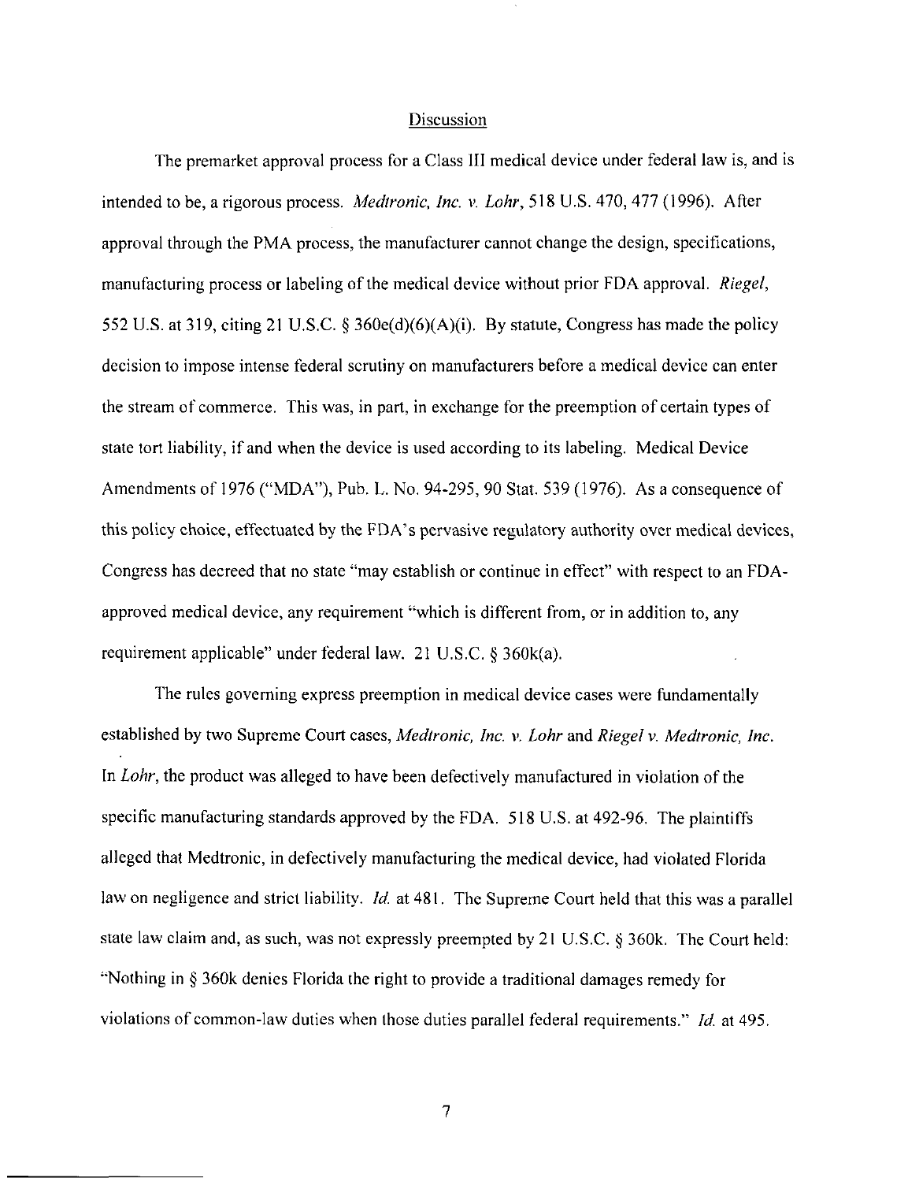## Discussion

The premarket approval process for a Class III medical device under federal law is, and is intended to be, a rigorous process. *Medtronic, Inc. v. Lohr*, 518 U.S. 470, 477 (1996). After approval through the PMA process, the manufacturer cannot change the design, specifications, manufacturing process or labeling of the medical device without prior FDA approval. *Riegel*, 552 U.S. at 319, citing 21 U.S.C. § 360e(d)(6)(A)(i). By statute, Congress has made the policy decision to impose intense federal scrutiny on manufacturers before a medical device can enter the stream of commerce. This was, in part, in exchange for the preemption of certain types of state tort liability, if and when the device is used according to its labeling. Medical Device Amendments of 1976 ("MDA"), Pub. L. No. 94-295, 90 Stat. 539 (1976). As a consequence of this policy choice, effectuated by the FDA's pervasive regulatory authority over medical devices, Congress has decreed that no state "may establish or continue in effect" with respect to an FDA-approved medical device, any requirement "which is different from, or in addition to, any requirement applicable" under federal law. 21 U.S.C. § 360k(a).

The rules governing express preemption in medical device cases were fundamentally established by two Supreme Court cases, *Medtronic, Inc. v. Lohr* and *Riegel v. Medtronic, Inc.* In *Lohr*, the product was alleged to have been defectively manufactured in violation of the specific manufacturing standards approved by the FDA. 518 U.S. at 492-96. The plaintiffs alleged that Medtronic, in defectively manufacturing the medical device, had violated Florida law on negligence and strict liability. *Id.* at 481. The Supreme Court held that this was a parallel state law claim and, as such, was not expressly preempted by 21 U.S.C. § 360k. The Court held: "Nothing in § 360k denies Florida the right to provide a traditional damages remedy for violations of common-law duties when those duties parallel federal requirements." *Id.* at 495.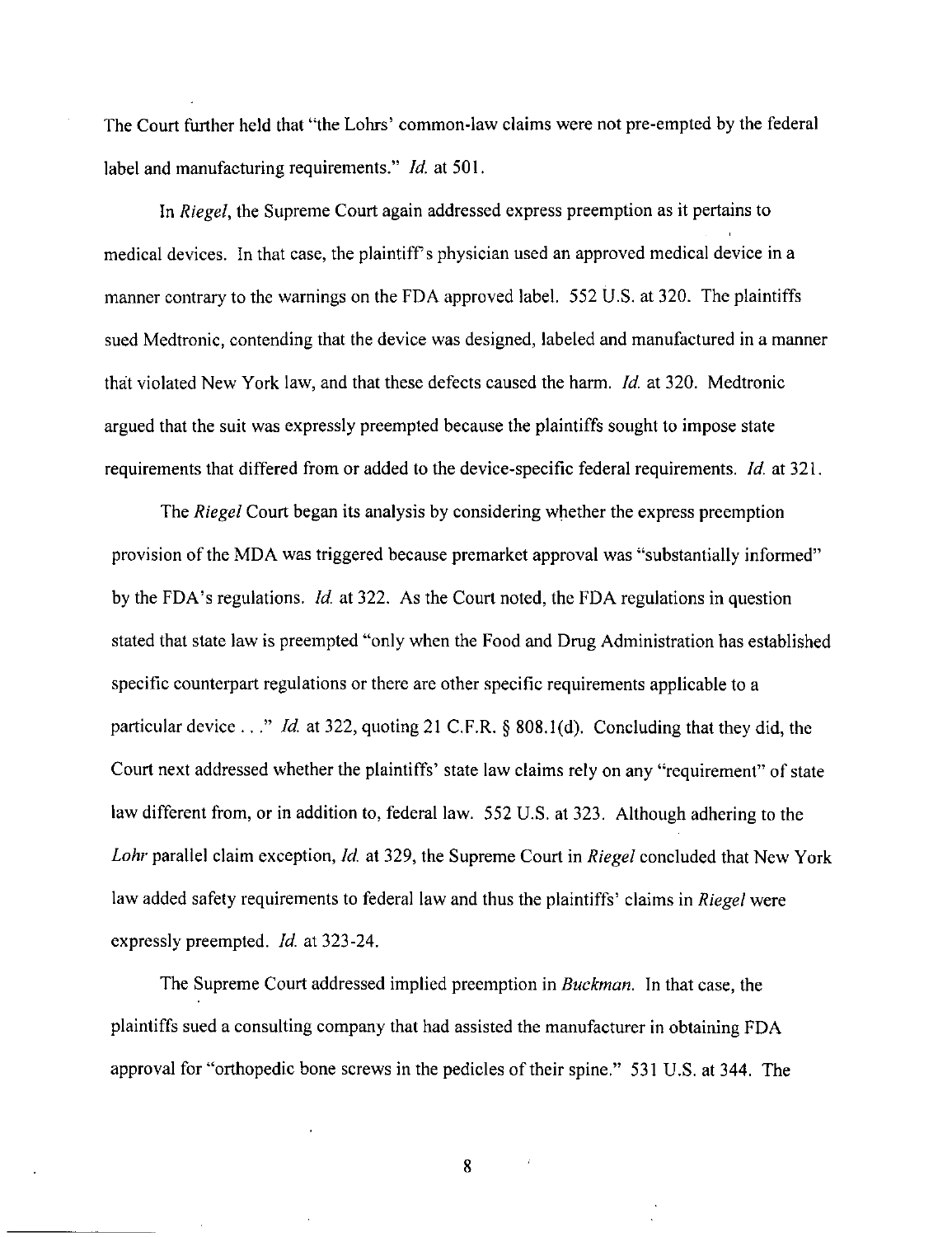The Court further held that "the Lohrs' common-law claims were not pre-empted by the federal label and manufacturing requirements." *Id.* at 501.

In *Riegel*, the Supreme Court again addressed express preemption as it pertains to medical devices. In that case, the plaintiff's physician used an approved medical device in a manner contrary to the warnings on the FDA approved label. 552 U.S. at 320. The plaintiffs sued Medtronic, contending that the device was designed, labeled and manufactured in a manner that violated New York law, and that these defects caused the harm. *Id.* at 320. Medtronic argued that the suit was expressly preempted because the plaintiffs sought to impose state requirements that differed from or added to the device-specific federal requirements. *Id.* at 321.

The *Riegel* Court began its analysis by considering whether the express preemption provision of the MDA was triggered because premarket approval was "substantially informed" by the FDA's regulations. *Id.* at 322. As the Court noted, the FDA regulations in question stated that state law is preempted "only when the Food and Drug Administration has established specific counterpart regulations or there are other specific requirements applicable to a particular device . . ." *Id.* at 322, quoting 21 C.F.R. § 808.1(d). Concluding that they did, the Court next addressed whether the plaintiffs' state law claims rely on any "requirement" of state law different from, or in addition to, federal law. 552 U.S. at 323. Although adhering to the *Lohr* parallel claim exception, *Id.* at 329, the Supreme Court in *Riegel* concluded that New York law added safety requirements to federal law and thus the plaintiffs' claims in *Riegel* were expressly preempted. *Id.* at 323-24.

The Supreme Court addressed implied preemption in *Buckman*. In that case, the plaintiffs sued a consulting company that had assisted the manufacturer in obtaining FDA approval for "orthopedic bone screws in the pedicles of their spine." 531 U.S. at 344. The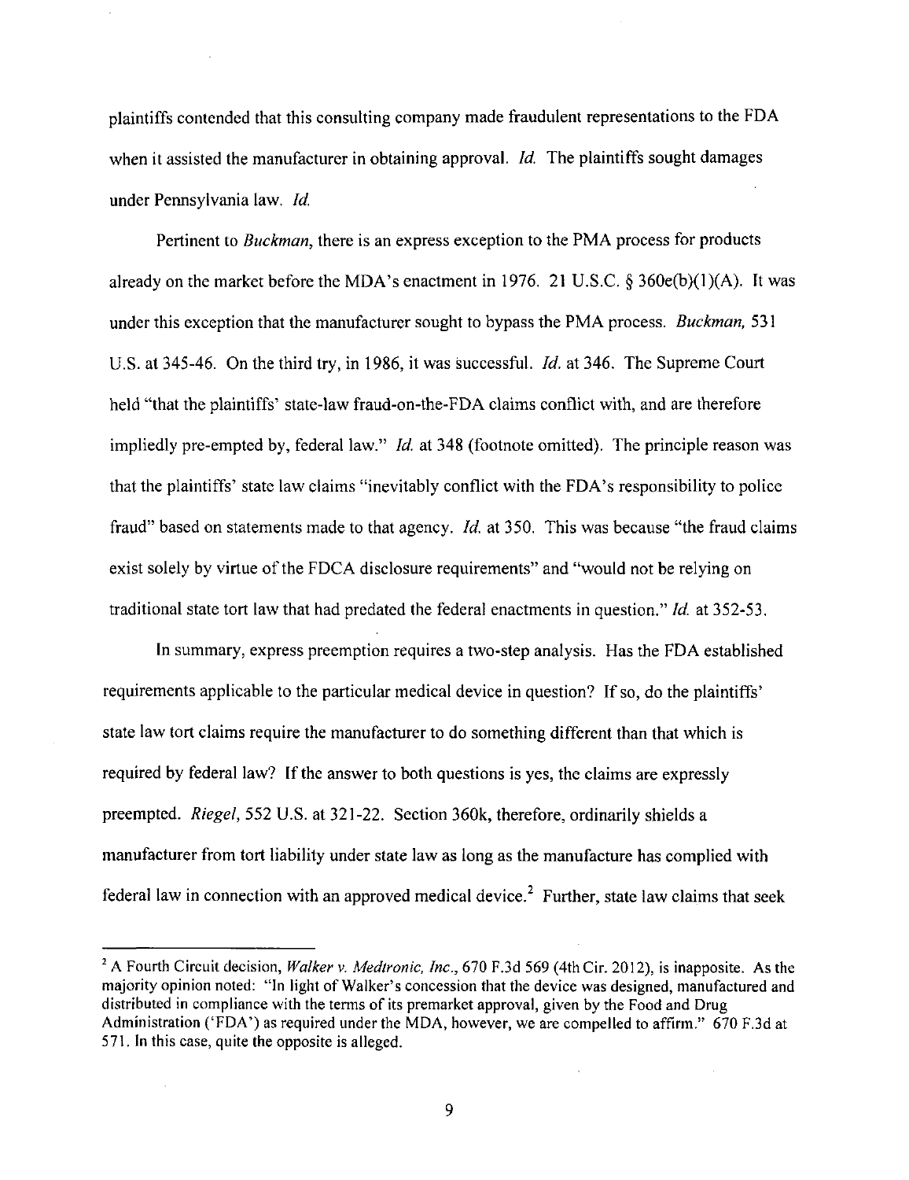plaintiffs contended that this consulting company made fraudulent representations to the FDA when it assisted the manufacturer in obtaining approval. *Id.* The plaintiffs sought damages under Pennsylvania law. *Id.*

Pertinent to *Buckman*, there is an express exception to the PMA process for products already on the market before the MDA's enactment in 1976. 21 U.S.C. § 360e(b)(1)(A). It was under this exception that the manufacturer sought to bypass the PMA process. *Buckman,* 531 U.S. at 345-46. On the third try, in 1986, it was successful. *Id.* at 346. The Supreme Court held "that the plaintiffs' state-law fraud-on-the-FDA claims conflict with, and are therefore impliedly pre-empted by, federal law." *Id.* at 348 (footnote omitted). The principle reason was that the plaintiffs' state law claims "inevitably conflict with the FDA's responsibility to police fraud" based on statements made to that agency. *Id.* at 350. This was because "the fraud claims exist solely by virtue of the FDCA disclosure requirements" and "would not be relying on traditional state tort law that had predated the federal enactments in question." *Id.* at 352-53.

In summary, express preemption requires a two-step analysis. Has the FDA established requirements applicable to the particular medical device in question? If so, do the plaintiffs' state law tort claims require the manufacturer to do something different than that which is required by federal law? If the answer to both questions is yes, the claims are expressly preempted. *Riegel*, 552 U.S. at 321-22. Section 360k, therefore, ordinarily shields a manufacturer from tort liability under state law as long as the manufacture has complied with federal law in connection with an approved medical device.[2] Further, state law claims that seek

[2] A Fourth Circuit decision, *Walker v. Medtronic, Inc.*, 670 F.3d 569 (4th Cir. 2012), is inapposite. As the majority opinion noted: "In light of Walker's concession that the device was designed, manufactured and distributed in compliance with the terms of its premarket approval, given by the Food and Drug Administration ('FDA') as required under the MDA, however, we are compelled to affirm." 670 F.3d at 571. In this case, quite the opposite is alleged.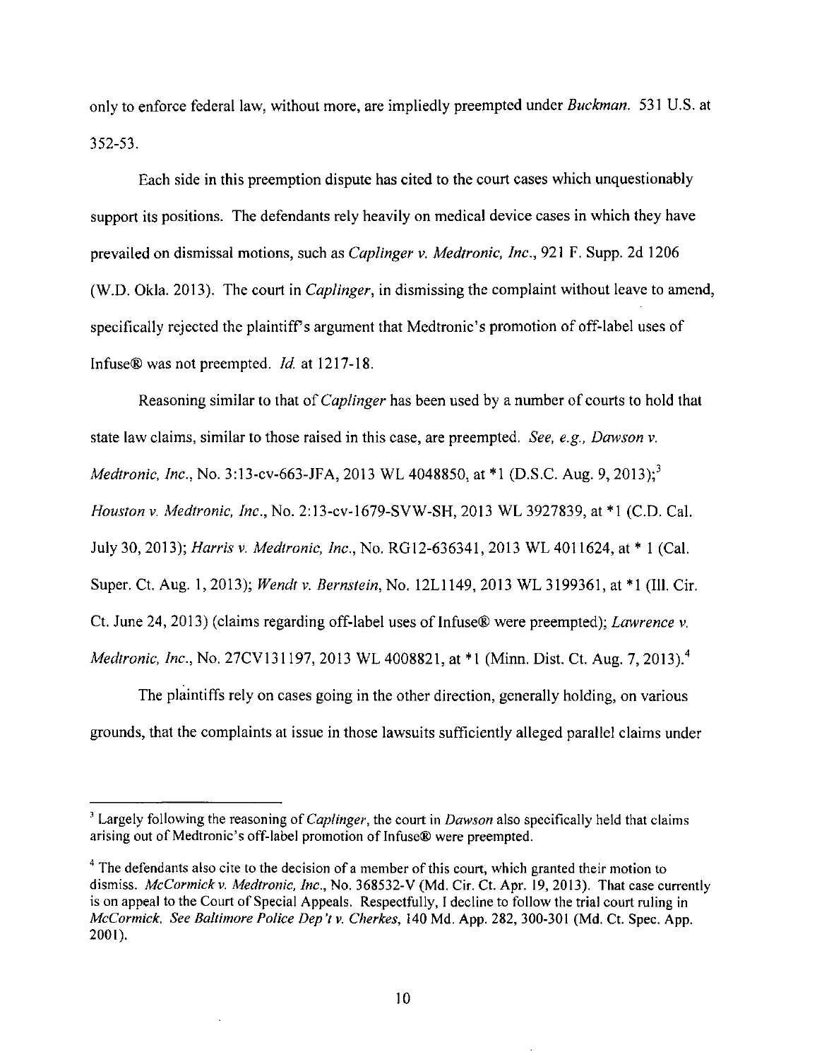only to enforce federal law, without more, are impliedly preempted under *Buckman*. 531 U.S. at 352-53.

Each side in this preemption dispute has cited to the court cases which unquestionably support its positions. The defendants rely heavily on medical device cases in which they have prevailed on dismissal motions, such as *Caplinger v. Medtronic, Inc.*, 921 F. Supp. 2d 1206 (W.D. Okla. 2013). The court in *Caplinger*, in dismissing the complaint without leave to amend, specifically rejected the plaintiff's argument that Medtronic's promotion of off-label uses of Infuse® was not preempted. *Id.* at 1217-18.

Reasoning similar to that of *Caplinger* has been used by a number of courts to hold that state law claims, similar to those raised in this case, are preempted. *See, e.g., Dawson v. Medtronic, Inc.*, No. 3:13-cv-663-JFA, 2013 WL 4048850, at *1 (D.S.C. Aug. 9, 2013);[3] *Houston v. Medtronic, Inc.*, No. 2:13-cv-1679-SVW-SH, 2013 WL 3927839, at *1 (C.D. Cal. July 30, 2013); *Harris v. Medtronic, Inc.*, No. RG12-636341, 2013 WL 4011624, at * 1 (Cal. Super. Ct. Aug. 1, 2013); *Wendt v. Bernstein*, No. 12L1149, 2013 WL 3199361, at *1 (Ill. Cir. Ct. June 24, 2013) (claims regarding off-label uses of Infuse® were preempted); *Lawrence v. Medtronic, Inc.*, No. 27CV131197, 2013 WL 4008821, at *1 (Minn. Dist. Ct. Aug. 7, 2013).[4]

The plaintiffs rely on cases going in the other direction, generally holding, on various grounds, that the complaints at issue in those lawsuits sufficiently alleged parallel claims under

---

[3] Largely following the reasoning of *Caplinger*, the court in *Dawson* also specifically held that claims arising out of Medtronic's off-label promotion of Infuse® were preempted.

[4] The defendants also cite to the decision of a member of this court, which granted their motion to dismiss. *McCormick v. Medtronic, Inc.*, No. 368532-V (Md. Cir. Ct. Apr. 19, 2013). That case currently is on appeal to the Court of Special Appeals. Respectfully, I decline to follow the trial court ruling in *McCormick*. *See Baltimore Police Dep't v. Cherkes*, 140 Md. App. 282, 300-301 (Md. Ct. Spec. App. 2001).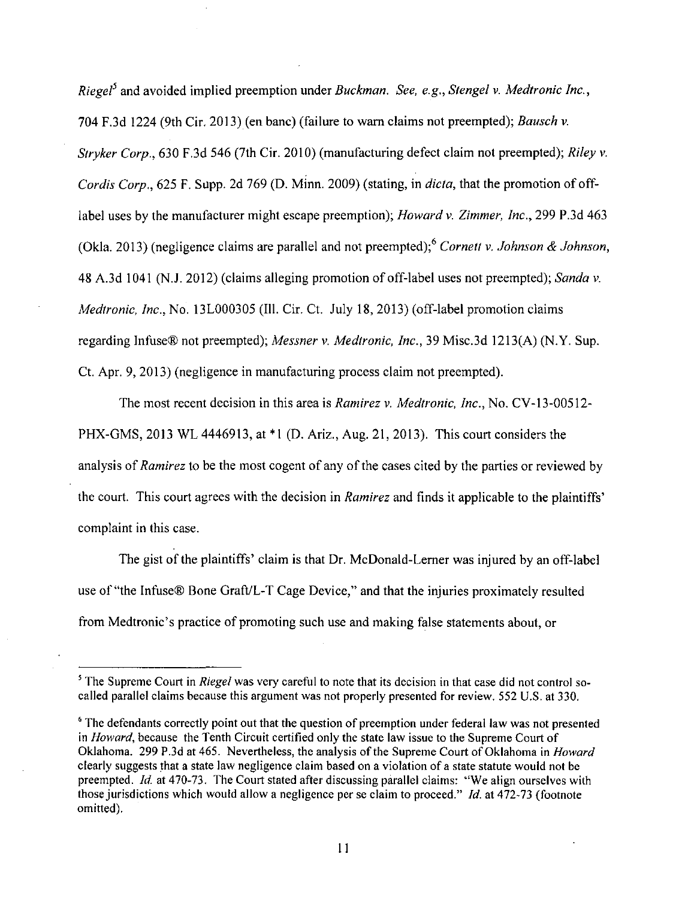*Riegel*[5] and avoided implied preemption under *Buckman*. *See, e.g.*, *Stengel v. Medtronic Inc.*, 704 F.3d 1224 (9th Cir. 2013) (en banc) (failure to warn claims not preempted); *Bausch v. Stryker Corp.*, 630 F.3d 546 (7th Cir. 2010) (manufacturing defect claim not preempted); *Riley v. Cordis Corp.*, 625 F. Supp. 2d 769 (D. Minn. 2009) (stating, in *dicta*, that the promotion of off-label uses by the manufacturer might escape preemption); *Howard v. Zimmer, Inc.*, 299 P.3d 463 (Okla. 2013) (negligence claims are parallel and not preempted);[6] *Cornett v. Johnson & Johnson*, 48 A.3d 1041 (N.J. 2012) (claims alleging promotion of off-label uses not preempted); *Sanda v. Medtronic, Inc.*, No. 13L000305 (Ill. Cir. Ct. July 18, 2013) (off-label promotion claims regarding Infuse® not preempted); *Messner v. Medtronic, Inc.*, 39 Misc.3d 1213(A) (N.Y. Sup. Ct. Apr. 9, 2013) (negligence in manufacturing process claim not preempted).

The most recent decision in this area is *Ramirez v. Medtronic, Inc.*, No. CV-13-00512-PHX-GMS, 2013 WL 4446913, at *1 (D. Ariz., Aug. 21, 2013). This court considers the analysis of *Ramirez* to be the most cogent of any of the cases cited by the parties or reviewed by the court. This court agrees with the decision in *Ramirez* and finds it applicable to the plaintiffs' complaint in this case.

The gist of the plaintiffs' claim is that Dr. McDonald-Lerner was injured by an off-label use of "the Infuse® Bone Graft/L-T Cage Device," and that the injuries proximately resulted from Medtronic's practice of promoting such use and making false statements about, or

---

[5] The Supreme Court in *Riegel* was very careful to note that its decision in that case did not control so-called parallel claims because this argument was not properly presented for review. 552 U.S. at 330.

[6] The defendants correctly point out that the question of preemption under federal law was not presented in *Howard*, because the Tenth Circuit certified only the state law issue to the Supreme Court of Oklahoma. 299 P.3d at 465. Nevertheless, the analysis of the Supreme Court of Oklahoma in *Howard* clearly suggests that a state law negligence claim based on a violation of a state statute would not be preempted. *Id.* at 470-73. The Court stated after discussing parallel claims: "We align ourselves with those jurisdictions which would allow a negligence per se claim to proceed." *Id.* at 472-73 (footnote omitted).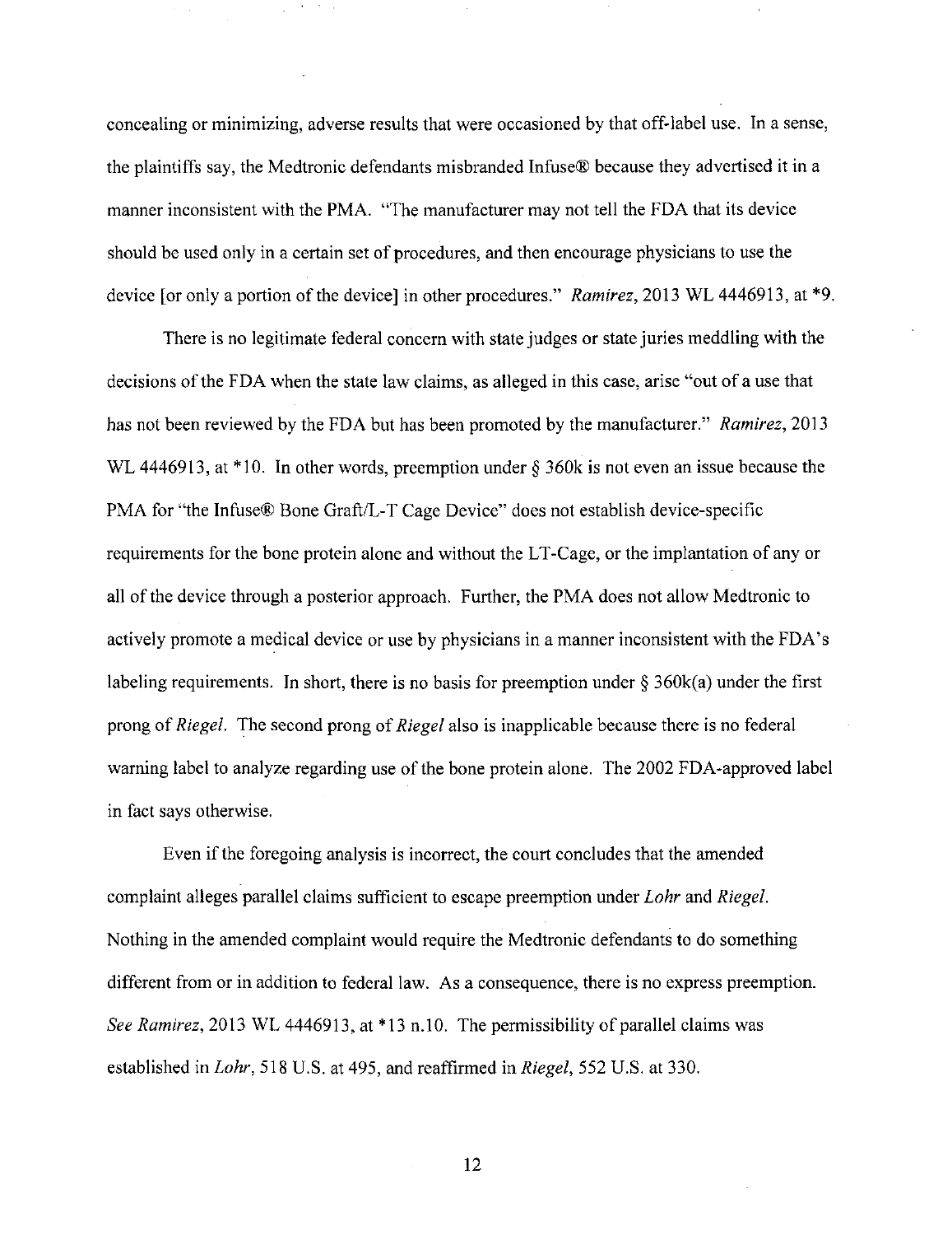concealing or minimizing, adverse results that were occasioned by that off-label use. In a sense, the plaintiffs say, the Medtronic defendants misbranded Infuse® because they advertised it in a manner inconsistent with the PMA. "The manufacturer may not tell the FDA that its device should be used only in a certain set of procedures, and then encourage physicians to use the device [or only a portion of the device] in other procedures." *Ramirez*, 2013 WL 4446913, at *9.

There is no legitimate federal concern with state judges or state juries meddling with the decisions of the FDA when the state law claims, as alleged in this case, arise "out of a use that has not been reviewed by the FDA but has been promoted by the manufacturer." *Ramirez*, 2013 WL 4446913, at *10. In other words, preemption under § 360k is not even an issue because the PMA for "the Infuse® Bone Graft/L-T Cage Device" does not establish device-specific requirements for the bone protein alone and without the LT-Cage, or the implantation of any or all of the device through a posterior approach. Further, the PMA does not allow Medtronic to actively promote a medical device or use by physicians in a manner inconsistent with the FDA's labeling requirements. In short, there is no basis for preemption under § 360k(a) under the first prong of *Riegel*. The second prong of *Riegel* also is inapplicable because there is no federal warning label to analyze regarding use of the bone protein alone. The 2002 FDA-approved label in fact says otherwise.

Even if the foregoing analysis is incorrect, the court concludes that the amended complaint alleges parallel claims sufficient to escape preemption under *Lohr* and *Riegel*. Nothing in the amended complaint would require the Medtronic defendants to do something different from or in addition to federal law. As a consequence, there is no express preemption. *See Ramirez*, 2013 WL 4446913, at *13 n.10. The permissibility of parallel claims was established in *Lohr*, 518 U.S. at 495, and reaffirmed in *Riegel*, 552 U.S. at 330.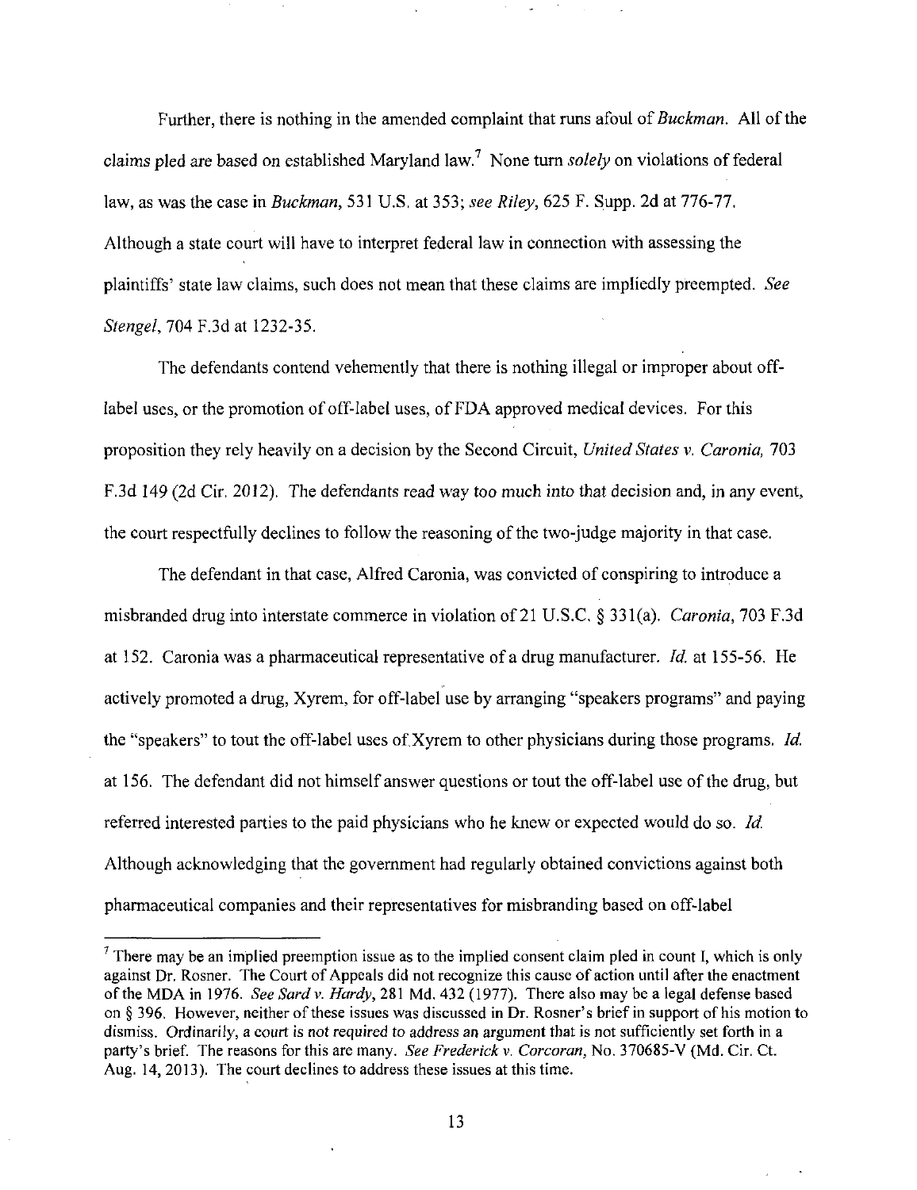Further, there is nothing in the amended complaint that runs afoul of *Buckman*. All of the claims pled are based on established Maryland law.[7] None turn *solely* on violations of federal law, as was the case in *Buckman*, 531 U.S. at 353; *see Riley*, 625 F. Supp. 2d at 776-77. Although a state court will have to interpret federal law in connection with assessing the plaintiffs' state law claims, such does not mean that these claims are impliedly preempted. *See Stengel*, 704 F.3d at 1232-35.

The defendants contend vehemently that there is nothing illegal or improper about off-label uses, or the promotion of off-label uses, of FDA approved medical devices. For this proposition they rely heavily on a decision by the Second Circuit, *United States v. Caronia*, 703 F.3d 149 (2d Cir. 2012). The defendants read way too much into that decision and, in any event, the court respectfully declines to follow the reasoning of the two-judge majority in that case.

The defendant in that case, Alfred Caronia, was convicted of conspiring to introduce a misbranded drug into interstate commerce in violation of 21 U.S.C. § 331(a). *Caronia*, 703 F.3d at 152. Caronia was a pharmaceutical representative of a drug manufacturer. *Id.* at 155-56. He actively promoted a drug, Xyrem, for off-label use by arranging "speakers programs" and paying the "speakers" to tout the off-label uses of Xyrem to other physicians during those programs. *Id.* at 156. The defendant did not himself answer questions or tout the off-label use of the drug, but referred interested parties to the paid physicians who he knew or expected would do so. *Id.* Although acknowledging that the government had regularly obtained convictions against both pharmaceutical companies and their representatives for misbranding based on off-label

---

[7] There may be an implied preemption issue as to the implied consent claim pled in count I, which is only against Dr. Rosner. The Court of Appeals did not recognize this cause of action until after the enactment of the MDA in 1976. *See Sard v. Hardy*, 281 Md. 432 (1977). There also may be a legal defense based on § 396. However, neither of these issues was discussed in Dr. Rosner's brief in support of his motion to dismiss. Ordinarily, a court is not required to address an argument that is not sufficiently set forth in a party's brief. The reasons for this are many. *See Frederick v. Corcoran*, No. 370685-V (Md. Cir. Ct. Aug. 14, 2013). The court declines to address these issues at this time.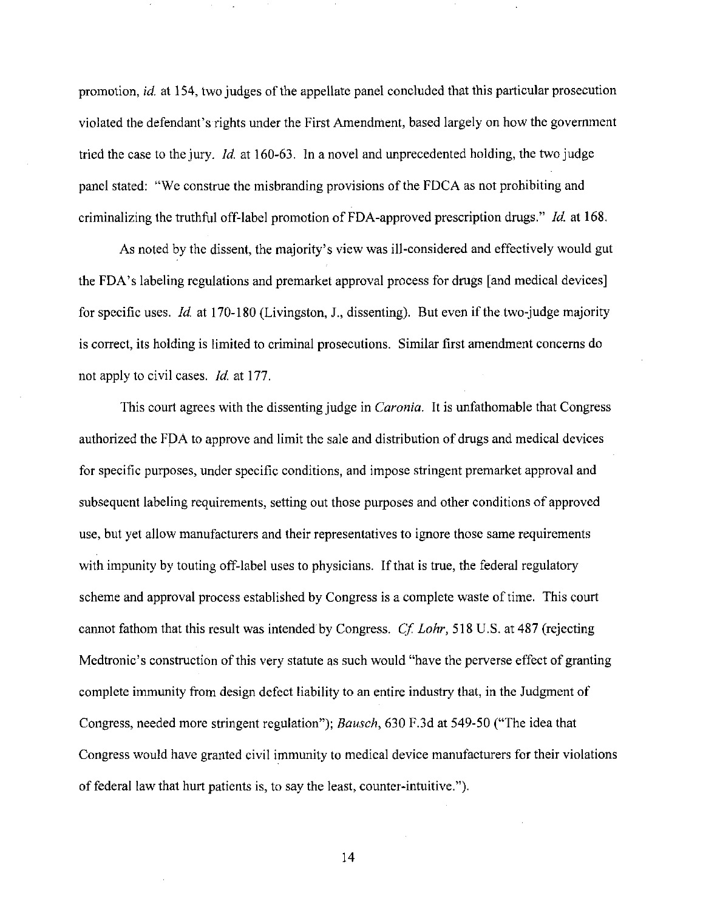promotion, *id.* at 154, two judges of the appellate panel concluded that this particular prosecution violated the defendant's rights under the First Amendment, based largely on how the government tried the case to the jury. *Id.* at 160-63. In a novel and unprecedented holding, the two judge panel stated: "We construe the misbranding provisions of the FDCA as not prohibiting and criminalizing the truthful off-label promotion of FDA-approved prescription drugs." *Id.* at 168.

As noted by the dissent, the majority's view was ill-considered and effectively would gut the FDA's labeling regulations and premarket approval process for drugs [and medical devices] for specific uses. *Id.* at 170-180 (Livingston, J., dissenting). But even if the two-judge majority is correct, its holding is limited to criminal prosecutions. Similar first amendment concerns do not apply to civil cases. *Id.* at 177.

This court agrees with the dissenting judge in *Caronia*. It is unfathomable that Congress authorized the FDA to approve and limit the sale and distribution of drugs and medical devices for specific purposes, under specific conditions, and impose stringent premarket approval and subsequent labeling requirements, setting out those purposes and other conditions of approved use, but yet allow manufacturers and their representatives to ignore those same requirements with impunity by touting off-label uses to physicians. If that is true, the federal regulatory scheme and approval process established by Congress is a complete waste of time. This court cannot fathom that this result was intended by Congress. *Cf. Lohr*, 518 U.S. at 487 (rejecting Medtronic's construction of this very statute as such would "have the perverse effect of granting complete immunity from design defect liability to an entire industry that, in the Judgment of Congress, needed more stringent regulation"); *Bausch*, 630 F.3d at 549-50 ("The idea that Congress would have granted civil immunity to medical device manufacturers for their violations of federal law that hurt patients is, to say the least, counter-intuitive.").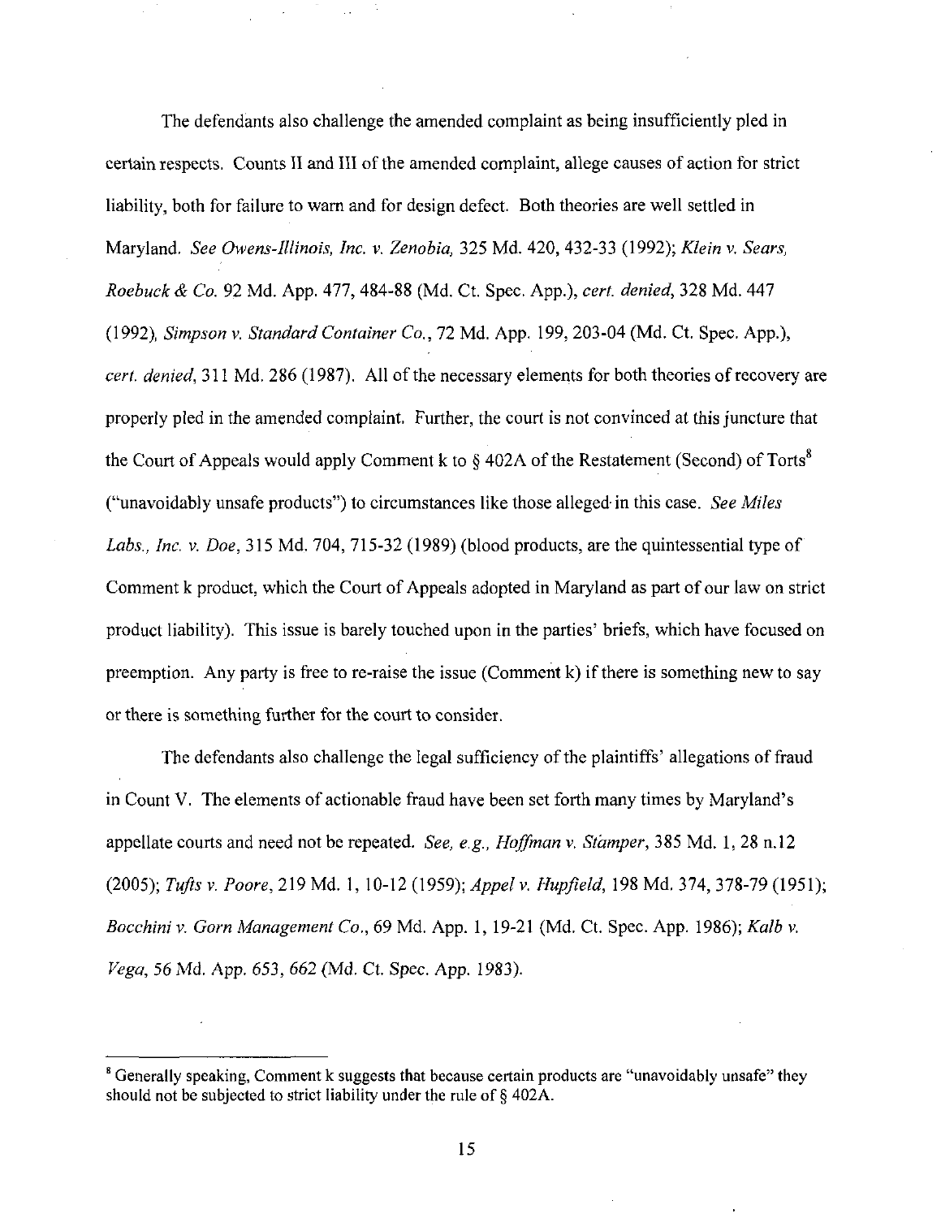The defendants also challenge the amended complaint as being insufficiently pled in certain respects. Counts II and III of the amended complaint, allege causes of action for strict liability, both for failure to warn and for design defect. Both theories are well settled in Maryland. *See Owens-Illinois, Inc. v. Zenobia,* 325 Md. 420, 432-33 (1992); *Klein v. Sears, Roebuck & Co.* 92 Md. App. 477, 484-88 (Md. Ct. Spec. App.), *cert. denied*, 328 Md. 447 (1992), *Simpson v. Standard Container Co.*, 72 Md. App. 199, 203-04 (Md. Ct. Spec. App.), *cert. denied*, 311 Md. 286 (1987). All of the necessary elements for both theories of recovery are properly pled in the amended complaint. Further, the court is not convinced at this juncture that the Court of Appeals would apply Comment k to § 402A of the Restatement (Second) of Torts[8] ("unavoidably unsafe products") to circumstances like those alleged in this case. *See Miles Labs., Inc. v. Doe*, 315 Md. 704, 715-32 (1989) (blood products, are the quintessential type of Comment k product, which the Court of Appeals adopted in Maryland as part of our law on strict product liability). This issue is barely touched upon in the parties' briefs, which have focused on preemption. Any party is free to re-raise the issue (Comment k) if there is something new to say or there is something further for the court to consider.

The defendants also challenge the legal sufficiency of the plaintiffs' allegations of fraud in Count V. The elements of actionable fraud have been set forth many times by Maryland's appellate courts and need not be repeated. *See, e.g., Hoffman v. Stamper*, 385 Md. 1, 28 n.12 (2005); *Tufts v. Poore*, 219 Md. 1, 10-12 (1959); *Appel v. Hupfield*, 198 Md. 374, 378-79 (1951); *Bocchini v. Gorn Management Co.*, 69 Md. App. 1, 19-21 (Md. Ct. Spec. App. 1986); *Kalb v. Vega*, 56 Md. App. 653, 662 (Md. Ct. Spec. App. 1983).

---

[8] Generally speaking, Comment k suggests that because certain products are "unavoidably unsafe" they should not be subjected to strict liability under the rule of § 402A.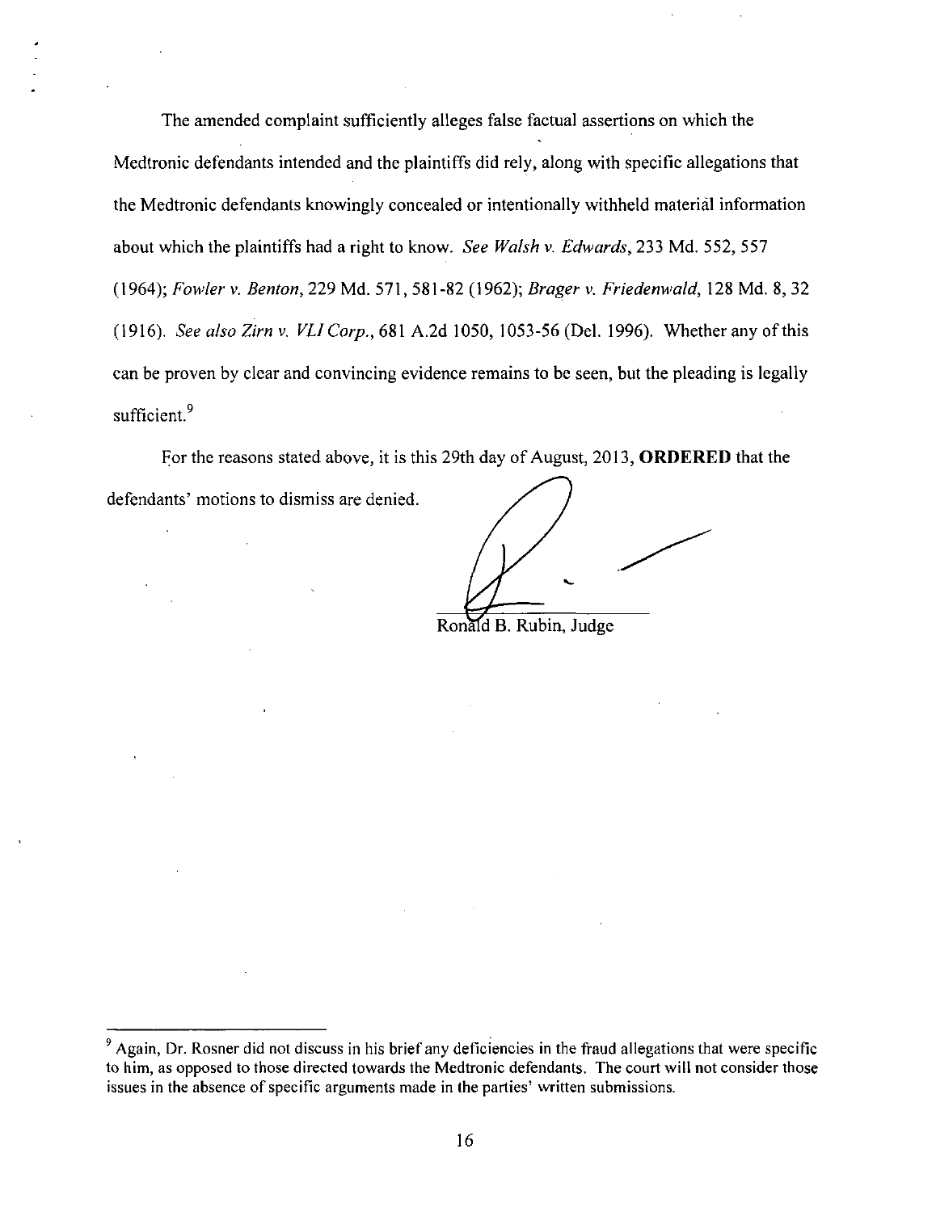The amended complaint sufficiently alleges false factual assertions on which the Medtronic defendants intended and the plaintiffs did rely, along with specific allegations that the Medtronic defendants knowingly concealed or intentionally withheld material information about which the plaintiffs had a right to know. *See Walsh v. Edwards*, 233 Md. 552, 557 (1964); *Fowler v. Benton*, 229 Md. 571, 581-82 (1962); *Brager v. Friedenwald*, 128 Md. 8, 32 (1916). *See also Zirn v. VLI Corp.*, 681 A.2d 1050, 1053-56 (Del. 1996). Whether any of this can be proven by clear and convincing evidence remains to be seen, but the pleading is legally sufficient.[9]

For the reasons stated above, it is this 29th day of August, 2013, **ORDERED** that the defendants' motions to dismiss are denied.

Ronald B. Rubin, Judge

---

[9] Again, Dr. Rosner did not discuss in his brief any deficiencies in the fraud allegations that were specific to him, as opposed to those directed towards the Medtronic defendants. The court will not consider those issues in the absence of specific arguments made in the parties' written submissions.